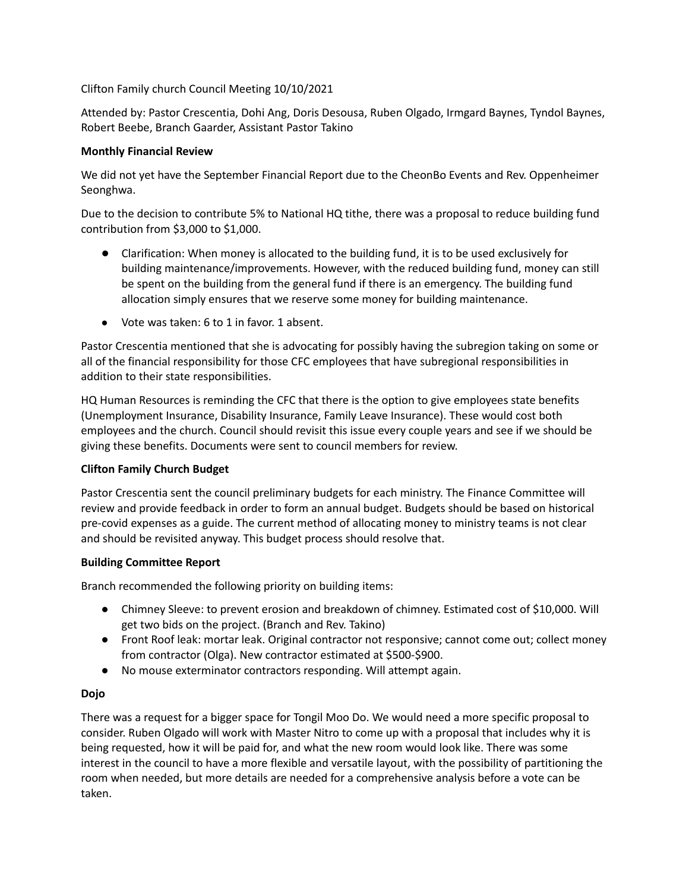Clifton Family church Council Meeting 10/10/2021

Attended by: Pastor Crescentia, Dohi Ang, Doris Desousa, Ruben Olgado, Irmgard Baynes, Tyndol Baynes, Robert Beebe, Branch Gaarder, Assistant Pastor Takino

**Monthly Financial Review**

We did not yet have the September Financial Report due to the CheonBo Events and Rev. Oppenheimer Seonghwa.

Due to the decision to contribute 5% to National HQ tithe, there was a proposal to reduce building fund contribution from $3,000 to $1,000.

- Clarification: When money is allocated to the building fund, it is to be used exclusively for building maintenance/improvements. However, with the reduced building fund, money can still be spent on the building from the general fund if there is an emergency. The building fund allocation simply ensures that we reserve some money for building maintenance.
- Vote was taken: 6 to 1 in favor. 1 absent.

Pastor Crescentia mentioned that she is advocating for possibly having the subregion taking on some or all of the financial responsibility for those CFC employees that have subregional responsibilities in addition to their state responsibilities.

HQ Human Resources is reminding the CFC that there is the option to give employees state benefits (Unemployment Insurance, Disability Insurance, Family Leave Insurance). These would cost both employees and the church. Council should revisit this issue every couple years and see if we should be giving these benefits. Documents were sent to council members for review.

**Clifton Family Church Budget**

Pastor Crescentia sent the council preliminary budgets for each ministry. The Finance Committee will review and provide feedback in order to form an annual budget. Budgets should be based on historical pre-covid expenses as a guide. The current method of allocating money to ministry teams is not clear and should be revisited anyway. This budget process should resolve that.

**Building Committee Report**

Branch recommended the following priority on building items:

- Chimney Sleeve: to prevent erosion and breakdown of chimney. Estimated cost of $10,000. Will get two bids on the project. (Branch and Rev. Takino)
- Front Roof leak: mortar leak. Original contractor not responsive; cannot come out; collect money from contractor (Olga). New contractor estimated at $500-$900.
- No mouse exterminator contractors responding. Will attempt again.

**Dojo**

There was a request for a bigger space for Tongil Moo Do. We would need a more specific proposal to consider. Ruben Olgado will work with Master Nitro to come up with a proposal that includes why it is being requested, how it will be paid for, and what the new room would look like. There was some interest in the council to have a more flexible and versatile layout, with the possibility of partitioning the room when needed, but more details are needed for a comprehensive analysis before a vote can be taken.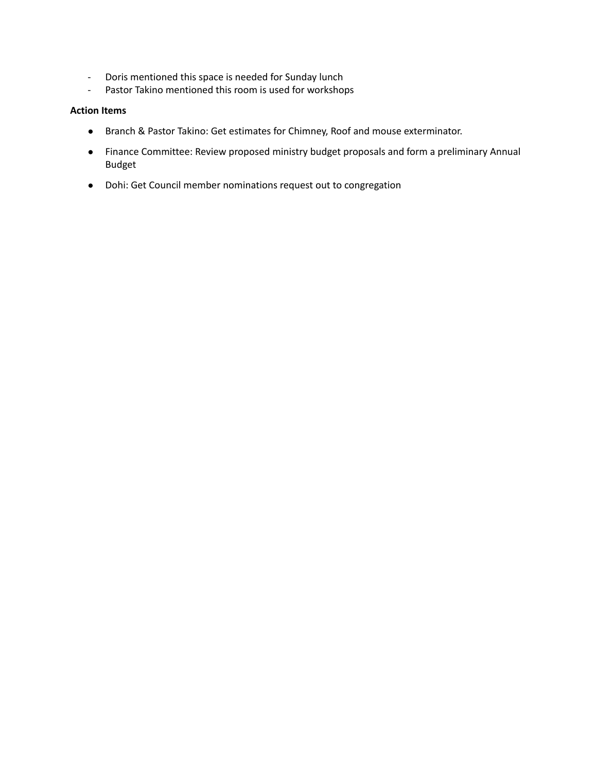- Doris mentioned this space is needed for Sunday lunch
- Pastor Takino mentioned this room is used for workshops

**Action Items**

- Branch & Pastor Takino: Get estimates for Chimney, Roof and mouse exterminator.
- Finance Committee: Review proposed ministry budget proposals and form a preliminary Annual Budget
- Dohi: Get Council member nominations request out to congregation